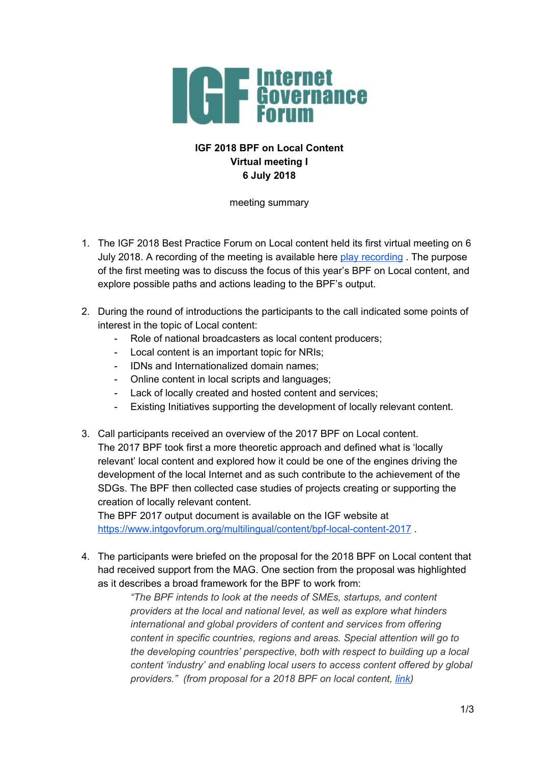**IGF 2018 BPF on Local Content**
**Virtual meeting I**
**6 July 2018**

meeting summary

1. The IGF 2018 Best Practice Forum on Local content held its first virtual meeting on 6 July 2018. A recording of the meeting is available here [play recording](#) . The purpose of the first meeting was to discuss the focus of this year's BPF on Local content, and explore possible paths and actions leading to the BPF's output.

2. During the round of introductions the participants to the call indicated some points of interest in the topic of Local content:
   - Role of national broadcasters as local content producers;
   - Local content is an important topic for NRIs;
   - IDNs and Internationalized domain names;
   - Online content in local scripts and languages;
   - Lack of locally created and hosted content and services;
   - Existing Initiatives supporting the development of locally relevant content.

3. Call participants received an overview of the 2017 BPF on Local content.
   The 2017 BPF took first a more theoretic approach and defined what is 'locally relevant' local content and explored how it could be one of the engines driving the development of the local Internet and as such contribute to the achievement of the SDGs. The BPF then collected case studies of projects creating or supporting the creation of locally relevant content.
   The BPF 2017 output document is available on the IGF website at [https://www.intgovforum.org/multilingual/content/bpf-local-content-2017](https://www.intgovforum.org/multilingual/content/bpf-local-content-2017) .

4. The participants were briefed on the proposal for the 2018 BPF on Local content that had received support from the MAG. One section from the proposal was highlighted as it describes a broad framework for the BPF to work from:

   > *"The BPF intends to look at the needs of SMEs, startups, and content providers at the local and national level, as well as explore what hinders international and global providers of content and services from offering content in specific countries, regions and areas. Special attention will go to the developing countries' perspective, both with respect to building up a local content 'industry' and enabling local users to access content offered by global providers." (from proposal for a 2018 BPF on local content, [link](#))*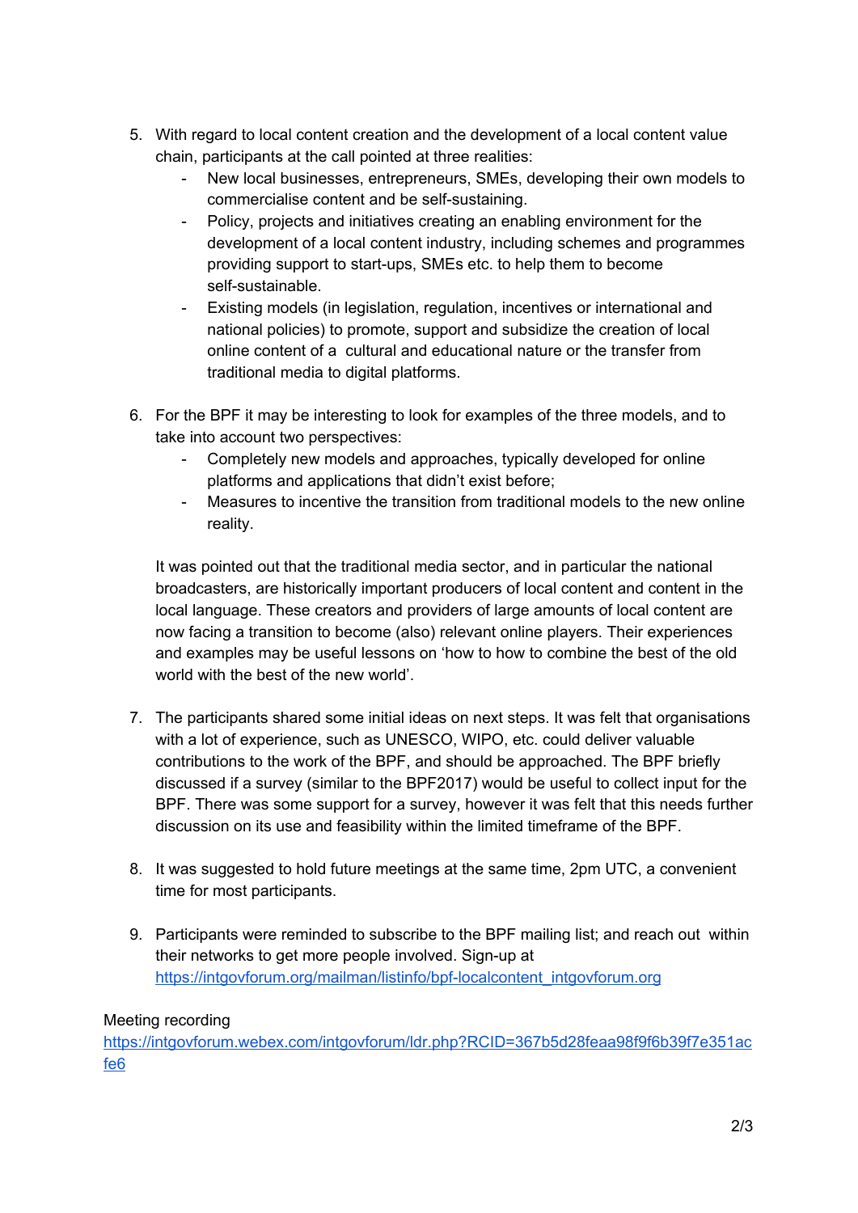5. With regard to local content creation and the development of a local content value chain, participants at the call pointed at three realities:
    - New local businesses, entrepreneurs, SMEs, developing their own models to commercialise content and be self-sustaining.
    - Policy, projects and initiatives creating an enabling environment for the development of a local content industry, including schemes and programmes providing support to start-ups, SMEs etc. to help them to become self-sustainable.
    - Existing models (in legislation, regulation, incentives or international and national policies) to promote, support and subsidize the creation of local online content of a cultural and educational nature or the transfer from traditional media to digital platforms.

6. For the BPF it may be interesting to look for examples of the three models, and to take into account two perspectives:
    - Completely new models and approaches, typically developed for online platforms and applications that didn't exist before;
    - Measures to incentive the transition from traditional models to the new online reality.

   It was pointed out that the traditional media sector, and in particular the national broadcasters, are historically important producers of local content and content in the local language. These creators and providers of large amounts of local content are now facing a transition to become (also) relevant online players. Their experiences and examples may be useful lessons on 'how to how to combine the best of the old world with the best of the new world'.

7. The participants shared some initial ideas on next steps. It was felt that organisations with a lot of experience, such as UNESCO, WIPO, etc. could deliver valuable contributions to the work of the BPF, and should be approached. The BPF briefly discussed if a survey (similar to the BPF2017) would be useful to collect input for the BPF. There was some support for a survey, however it was felt that this needs further discussion on its use and feasibility within the limited timeframe of the BPF.

8. It was suggested to hold future meetings at the same time, 2pm UTC, a convenient time for most participants.

9. Participants were reminded to subscribe to the BPF mailing list; and reach out within their networks to get more people involved. Sign-up at [https://intgovforum.org/mailman/listinfo/bpf-localcontent_intgovforum.org](https://intgovforum.org/mailman/listinfo/bpf-localcontent_intgovforum.org)

Meeting recording
[https://intgovforum.webex.com/intgovforum/ldr.php?RCID=367b5d28feaa98f9f6b39f7e351acfe6](https://intgovforum.webex.com/intgovforum/ldr.php?RCID=367b5d28feaa98f9f6b39f7e351acfe6)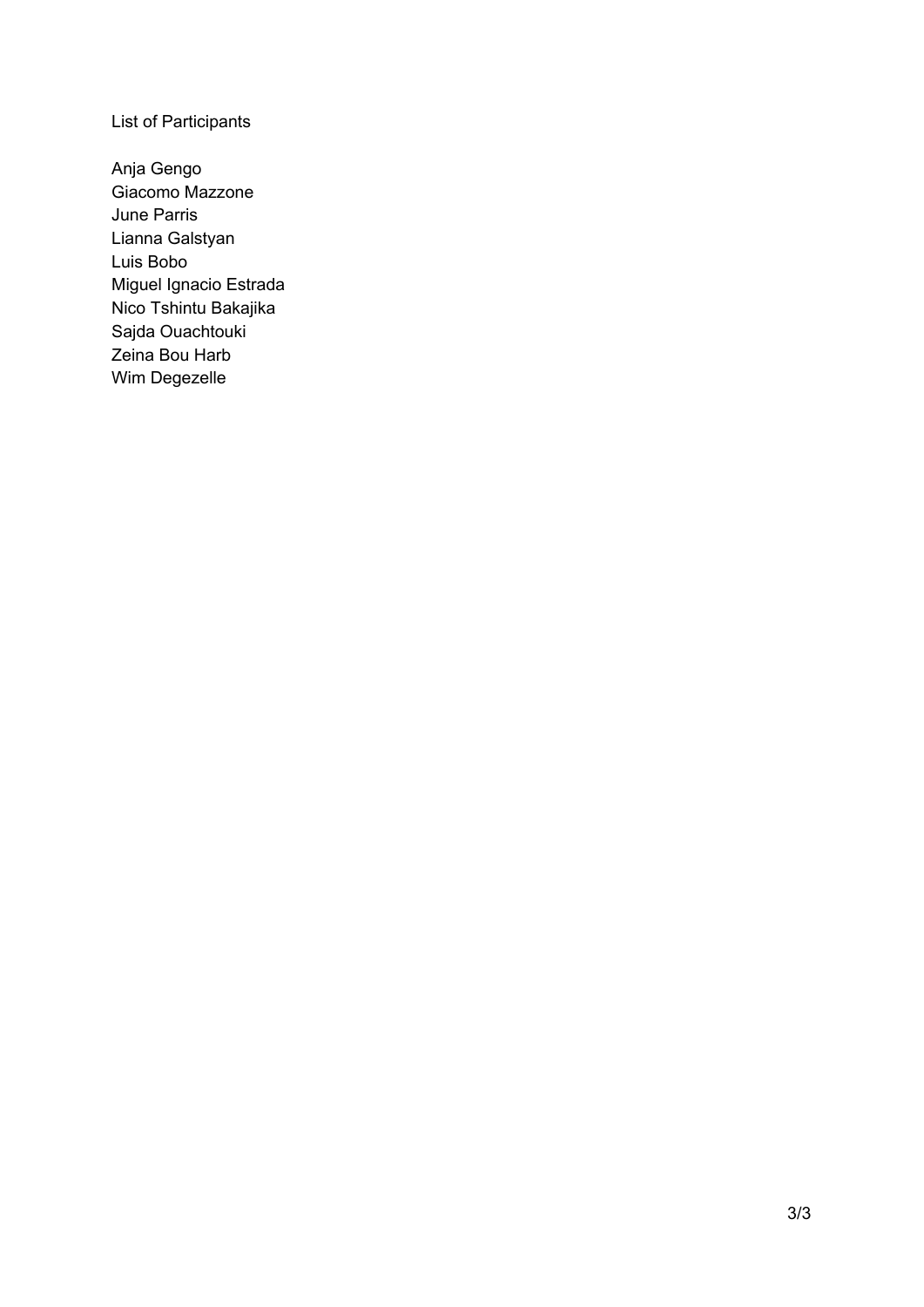List of Participants

Anja Gengo
Giacomo Mazzone
June Parris
Lianna Galstyan
Luis Bobo
Miguel Ignacio Estrada
Nico Tshintu Bakajika
Sajda Ouachtouki
Zeina Bou Harb
Wim Degezelle